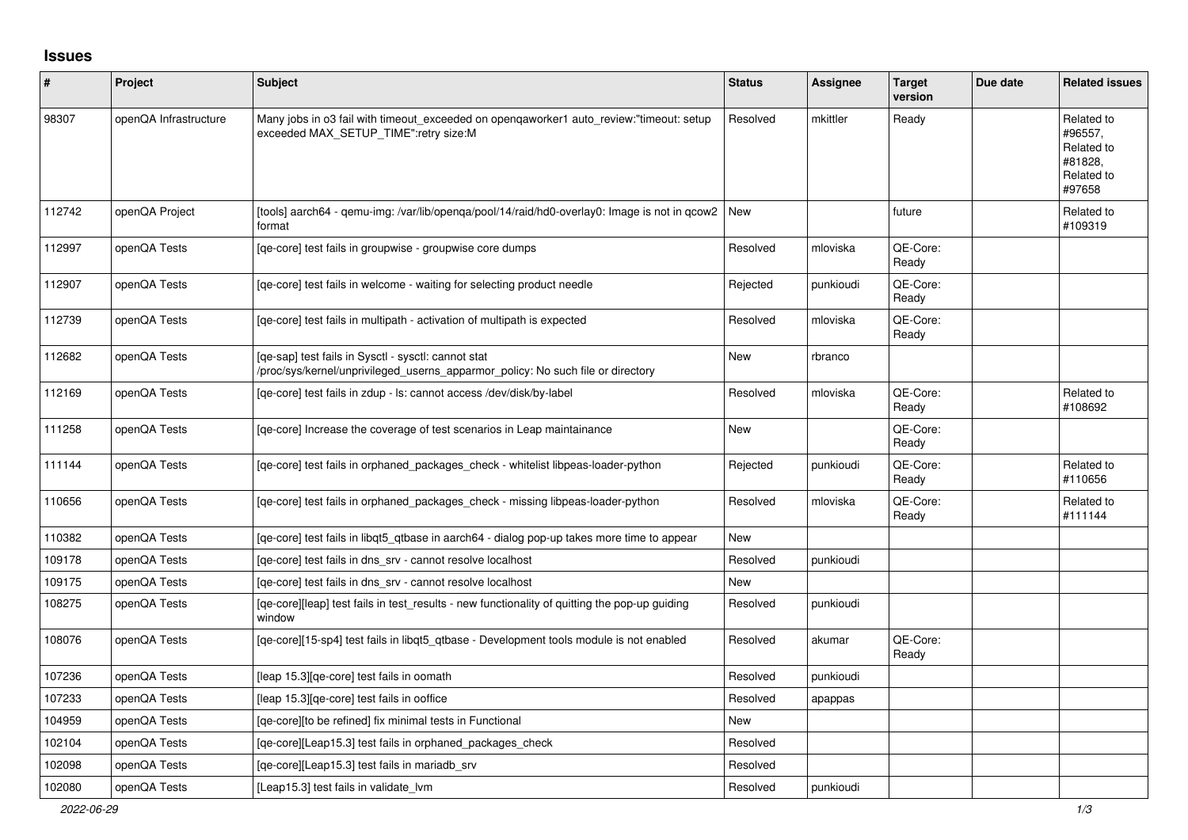# Issues

| # | Project | Subject | Status | Assignee | Target version | Due date | Related issues |
|---|---|---|---|---|---|---|---|
| 98307 | openQA Infrastructure | Many jobs in o3 fail with timeout_exceeded on openqaworker1 auto_review:"timeout: setup exceeded MAX_SETUP_TIME":retry size:M | Resolved | mkittler | Ready | | Related to #96557, Related to #81828, Related to #97658 |
| 112742 | openQA Project | [tools] aarch64 - qemu-img: /var/lib/openqa/pool/14/raid/hd0-overlay0: Image is not in qcow2 format | New | | future | | Related to #109319 |
| 112997 | openQA Tests | [qe-core] test fails in groupwise - groupwise core dumps | Resolved | mloviska | QE-Core: Ready | | |
| 112907 | openQA Tests | [qe-core] test fails in welcome - waiting for selecting product needle | Rejected | punkioudi | QE-Core: Ready | | |
| 112739 | openQA Tests | [qe-core] test fails in multipath - activation of multipath is expected | Resolved | mloviska | QE-Core: Ready | | |
| 112682 | openQA Tests | [qe-sap] test fails in Sysctl - sysctl: cannot stat /proc/sys/kernel/unprivileged_userns_apparmor_policy: No such file or directory | New | rbranco | | | |
| 112169 | openQA Tests | [qe-core] test fails in zdup - ls: cannot access /dev/disk/by-label | Resolved | mloviska | QE-Core: Ready | | Related to #108692 |
| 111258 | openQA Tests | [qe-core] Increase the coverage of test scenarios in Leap maintainance | New | | QE-Core: Ready | | |
| 111144 | openQA Tests | [qe-core] test fails in orphaned_packages_check - whitelist libpeas-loader-python | Rejected | punkioudi | QE-Core: Ready | | Related to #110656 |
| 110656 | openQA Tests | [qe-core] test fails in orphaned_packages_check - missing libpeas-loader-python | Resolved | mloviska | QE-Core: Ready | | Related to #111144 |
| 110382 | openQA Tests | [qe-core] test fails in libqt5_qtbase in aarch64 - dialog pop-up takes more time to appear | New | | | | |
| 109178 | openQA Tests | [qe-core] test fails in dns_srv - cannot resolve localhost | Resolved | punkioudi | | | |
| 109175 | openQA Tests | [qe-core] test fails in dns_srv - cannot resolve localhost | New | | | | |
| 108275 | openQA Tests | [qe-core][leap] test fails in test_results - new functionality of quitting the pop-up guiding window | Resolved | punkioudi | | | |
| 108076 | openQA Tests | [qe-core][15-sp4] test fails in libqt5_qtbase - Development tools module is not enabled | Resolved | akumar | QE-Core: Ready | | |
| 107236 | openQA Tests | [leap 15.3][qe-core] test fails in oomath | Resolved | punkioudi | | | |
| 107233 | openQA Tests | [leap 15.3][qe-core] test fails in ooffice | Resolved | apappas | | | |
| 104959 | openQA Tests | [qe-core][to be refined] fix minimal tests in Functional | New | | | | |
| 102104 | openQA Tests | [qe-core][Leap15.3] test fails in orphaned_packages_check | Resolved | | | | |
| 102098 | openQA Tests | [qe-core][Leap15.3] test fails in mariadb_srv | Resolved | | | | |
| 102080 | openQA Tests | [Leap15.3] test fails in validate_lvm | Resolved | punkioudi | | | |

2022-06-29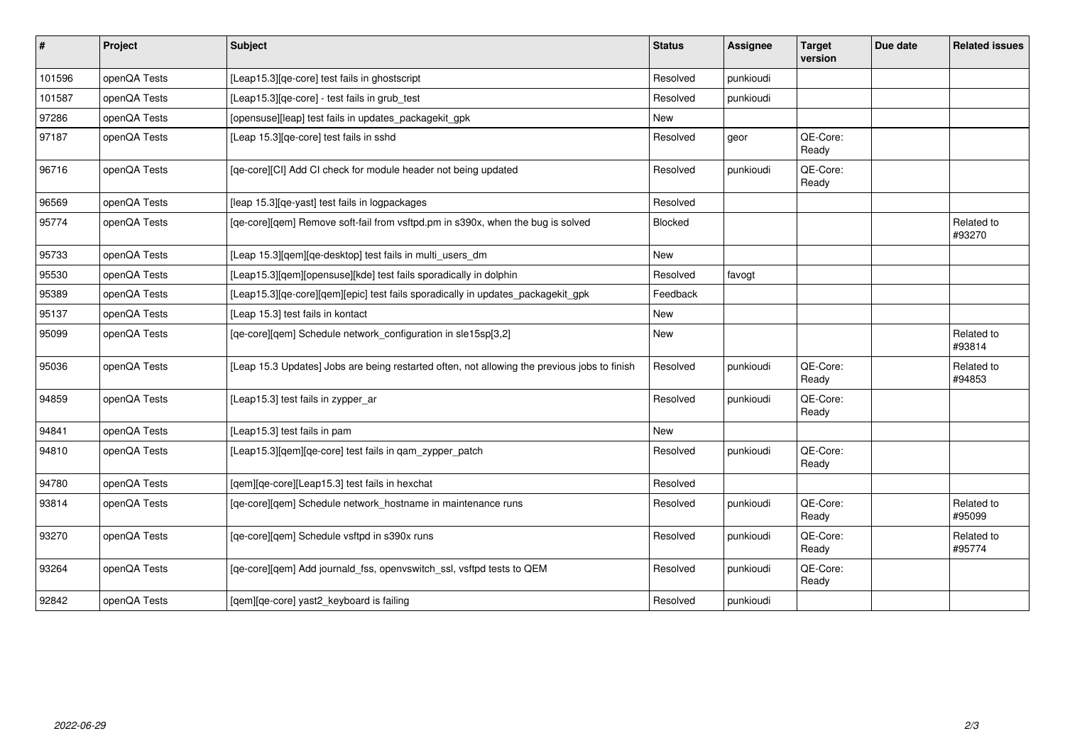| # | Project | Subject | Status | Assignee | Target version | Due date | Related issues |
|---|---|---|---|---|---|---|---|
| 101596 | openQA Tests | [Leap15.3][qe-core] test fails in ghostscript | Resolved | punkioudi | | | |
| 101587 | openQA Tests | [Leap15.3][qe-core] - test fails in grub_test | Resolved | punkioudi | | | |
| 97286 | openQA Tests | [opensuse][leap] test fails in updates_packagekit_gpk | New | | | | |
| 97187 | openQA Tests | [Leap 15.3][qe-core] test fails in sshd | Resolved | geor | QE-Core: Ready | | |
| 96716 | openQA Tests | [qe-core][CI] Add CI check for module header not being updated | Resolved | punkioudi | QE-Core: Ready | | |
| 96569 | openQA Tests | [leap 15.3][qe-yast] test fails in logpackages | Resolved | | | | |
| 95774 | openQA Tests | [qe-core][qem] Remove soft-fail from vsftpd.pm in s390x, when the bug is solved | Blocked | | | | Related to #93270 |
| 95733 | openQA Tests | [Leap 15.3][qem][qe-desktop] test fails in multi_users_dm | New | | | | |
| 95530 | openQA Tests | [Leap15.3][qem][opensuse][kde] test fails sporadically in dolphin | Resolved | favogt | | | |
| 95389 | openQA Tests | [Leap15.3][qe-core][qem][epic] test fails sporadically in updates_packagekit_gpk | Feedback | | | | |
| 95137 | openQA Tests | [Leap 15.3] test fails in kontact | New | | | | |
| 95099 | openQA Tests | [qe-core][qem] Schedule network_configuration in sle15sp[3,2] | New | | | | Related to #93814 |
| 95036 | openQA Tests | [Leap 15.3 Updates] Jobs are being restarted often, not allowing the previous jobs to finish | Resolved | punkioudi | QE-Core: Ready | | Related to #94853 |
| 94859 | openQA Tests | [Leap15.3] test fails in zypper_ar | Resolved | punkioudi | QE-Core: Ready | | |
| 94841 | openQA Tests | [Leap15.3] test fails in pam | New | | | | |
| 94810 | openQA Tests | [Leap15.3][qem][qe-core] test fails in qam_zypper_patch | Resolved | punkioudi | QE-Core: Ready | | |
| 94780 | openQA Tests | [qem][qe-core][Leap15.3] test fails in hexchat | Resolved | | | | |
| 93814 | openQA Tests | [qe-core][qem] Schedule network_hostname in maintenance runs | Resolved | punkioudi | QE-Core: Ready | | Related to #95099 |
| 93270 | openQA Tests | [qe-core][qem] Schedule vsftpd in s390x runs | Resolved | punkioudi | QE-Core: Ready | | Related to #95774 |
| 93264 | openQA Tests | [qe-core][qem] Add journald_fss, openvswitch_ssl, vsftpd tests to QEM | Resolved | punkioudi | QE-Core: Ready | | |
| 92842 | openQA Tests | [qem][qe-core] yast2_keyboard is failing | Resolved | punkioudi | | | |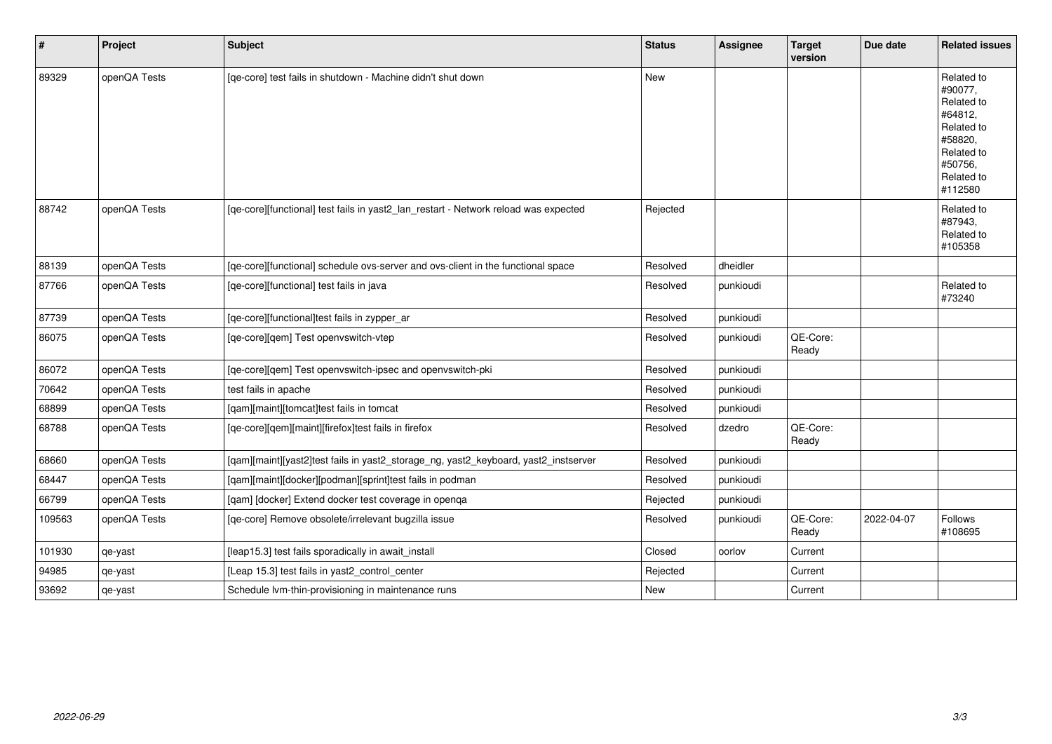| # | Project | Subject | Status | Assignee | Target version | Due date | Related issues |
|---|---|---|---|---|---|---|---|
| 89329 | openQA Tests | [qe-core] test fails in shutdown - Machine didn't shut down | New | | | | Related to #90077, Related to #64812, Related to #58820, Related to #50756, Related to #112580 |
| 88742 | openQA Tests | [qe-core][functional] test fails in yast2_lan_restart - Network reload was expected | Rejected | | | | Related to #87943, Related to #105358 |
| 88139 | openQA Tests | [qe-core][functional] schedule ovs-server and ovs-client in the functional space | Resolved | dheidler | | | |
| 87766 | openQA Tests | [qe-core][functional] test fails in java | Resolved | punkioudi | | | Related to #73240 |
| 87739 | openQA Tests | [qe-core][functional]test fails in zypper_ar | Resolved | punkioudi | | | |
| 86075 | openQA Tests | [qe-core][qem] Test openvswitch-vtep | Resolved | punkioudi | QE-Core: Ready | | |
| 86072 | openQA Tests | [qe-core][qem] Test openvswitch-ipsec and openvswitch-pki | Resolved | punkioudi | | | |
| 70642 | openQA Tests | test fails in apache | Resolved | punkioudi | | | |
| 68899 | openQA Tests | [qam][maint][tomcat]test fails in tomcat | Resolved | punkioudi | | | |
| 68788 | openQA Tests | [qe-core][qem][maint][firefox]test fails in firefox | Resolved | dzedro | QE-Core: Ready | | |
| 68660 | openQA Tests | [qam][maint][yast2]test fails in yast2_storage_ng, yast2_keyboard, yast2_instserver | Resolved | punkioudi | | | |
| 68447 | openQA Tests | [qam][maint][docker][podman][sprint]test fails in podman | Resolved | punkioudi | | | |
| 66799 | openQA Tests | [qam] [docker] Extend docker test coverage in openqa | Rejected | punkioudi | | | |
| 109563 | openQA Tests | [qe-core] Remove obsolete/irrelevant bugzilla issue | Resolved | punkioudi | QE-Core: Ready | 2022-04-07 | Follows #108695 |
| 101930 | qe-yast | [leap15.3] test fails sporadically in await_install | Closed | oorlov | Current | | |
| 94985 | qe-yast | [Leap 15.3] test fails in yast2_control_center | Rejected | | Current | | |
| 93692 | qe-yast | Schedule lvm-thin-provisioning in maintenance runs | New | | Current | | |